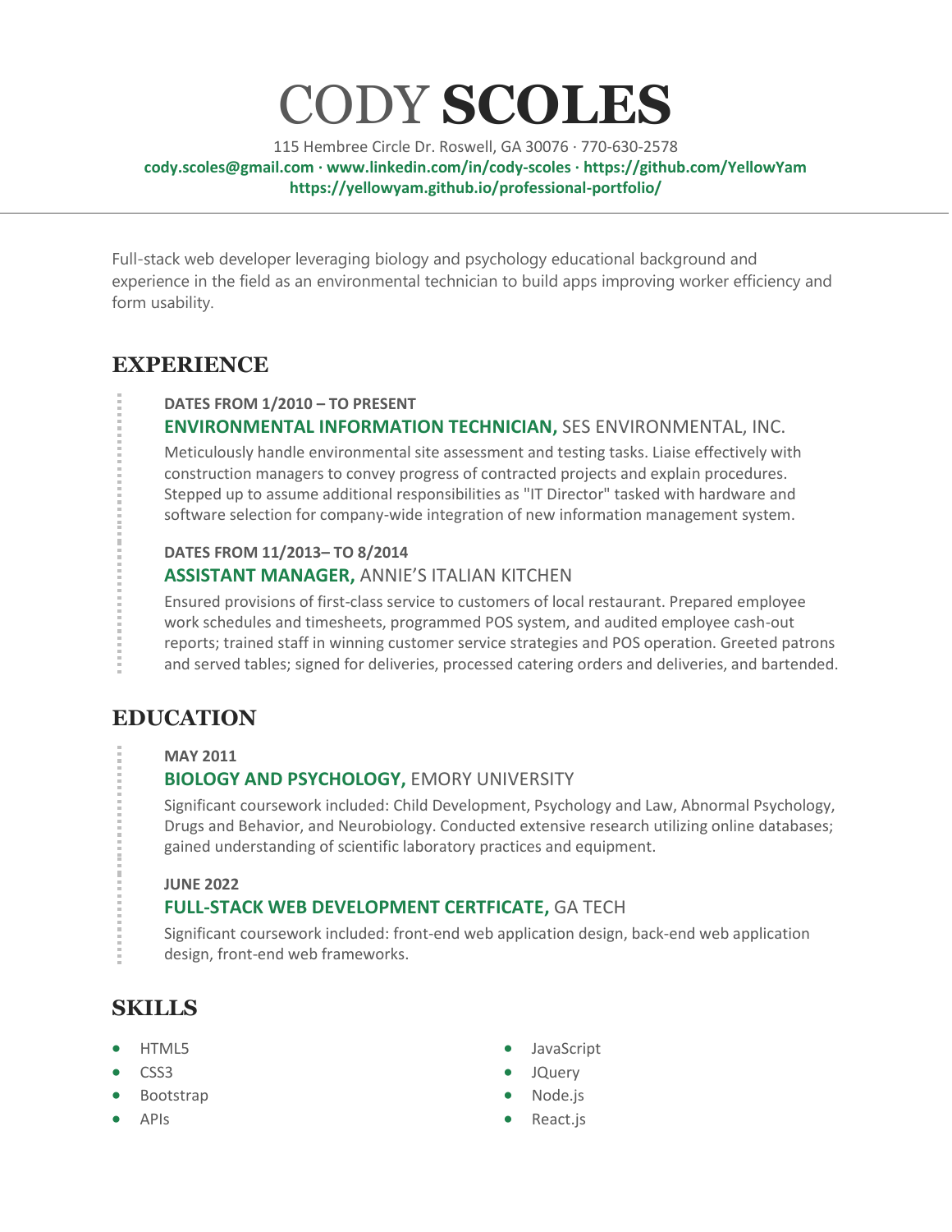# CODY **SCOLES**

115 Hembree Circle Dr. Roswell, GA 30076 · 770-630-2578
**cody.scoles@gmail.com · www.linkedin.com/in/cody-scoles · https://github.com/YellowYam**
**https://yellowyam.github.io/professional-portfolio/**

Full-stack web developer leveraging biology and psychology educational background and experience in the field as an environmental technician to build apps improving worker efficiency and form usability.

## EXPERIENCE

**DATES FROM 1/2010 – TO PRESENT**

### ENVIRONMENTAL INFORMATION TECHNICIAN, SES ENVIRONMENTAL, INC.

Meticulously handle environmental site assessment and testing tasks. Liaise effectively with construction managers to convey progress of contracted projects and explain procedures. Stepped up to assume additional responsibilities as "IT Director" tasked with hardware and software selection for company-wide integration of new information management system.

**DATES FROM 11/2013– TO 8/2014**

### ASSISTANT MANAGER, ANNIE'S ITALIAN KITCHEN

Ensured provisions of first-class service to customers of local restaurant. Prepared employee work schedules and timesheets, programmed POS system, and audited employee cash-out reports; trained staff in winning customer service strategies and POS operation. Greeted patrons and served tables; signed for deliveries, processed catering orders and deliveries, and bartended.

## EDUCATION

**MAY 2011**

### BIOLOGY AND PSYCHOLOGY, EMORY UNIVERSITY

Significant coursework included: Child Development, Psychology and Law, Abnormal Psychology, Drugs and Behavior, and Neurobiology. Conducted extensive research utilizing online databases; gained understanding of scientific laboratory practices and equipment.

**JUNE 2022**

### FULL-STACK WEB DEVELOPMENT CERTFICATE, GA TECH

Significant coursework included: front-end web application design, back-end web application design, front-end web frameworks.

## SKILLS

- HTML5
- CSS3
- Bootstrap
- APIs
- JavaScript
- JQuery
- Node.js
- React.js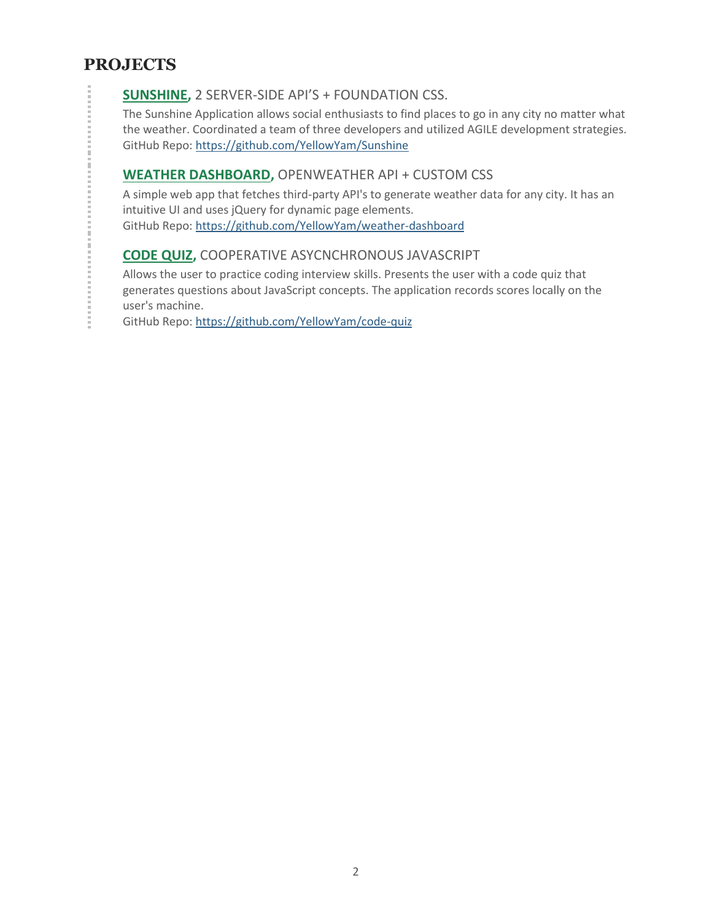## PROJECTS

### **SUNSHINE,** 2 SERVER-SIDE API'S + FOUNDATION CSS.

The Sunshine Application allows social enthusiasts to find places to go in any city no matter what the weather. Coordinated a team of three developers and utilized AGILE development strategies.
GitHub Repo: https://github.com/YellowYam/Sunshine

### **WEATHER DASHBOARD,** OPENWEATHER API + CUSTOM CSS

A simple web app that fetches third-party API's to generate weather data for any city. It has an intuitive UI and uses jQuery for dynamic page elements.
GitHub Repo: https://github.com/YellowYam/weather-dashboard

### **CODE QUIZ,** COOPERATIVE ASYCNCHRONOUS JAVASCRIPT

Allows the user to practice coding interview skills. Presents the user with a code quiz that generates questions about JavaScript concepts. The application records scores locally on the user's machine.
GitHub Repo: https://github.com/YellowYam/code-quiz